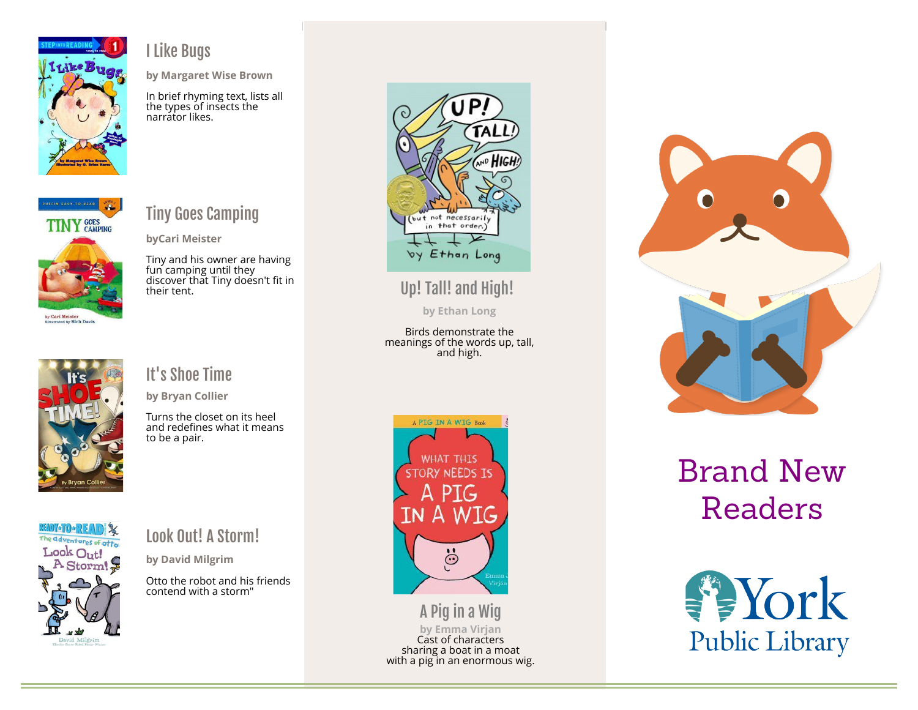## I Like Bugs

**by Margaret Wise Brown**

In brief rhyming text, lists all the types of insects the narrator likes.

## Tiny Goes Camping

**byCari Meister**

Tiny and his owner are having fun camping until they discover that Tiny doesn't fit in their tent.

## It's Shoe Time

**by Bryan Collier**

Turns the closet on its heel and redefines what it means to be a pair.

## Look Out! A Storm!

**by David Milgrim**

Otto the robot and his friends contend with a storm"

## Up! Tall! and High!

**by Ethan Long**

Birds demonstrate the meanings of the words up, tall, and high.

## A Pig in a Wig

**by Emma Virjan**

Cast of characters sharing a boat in a moat with a pig in an enormous wig.

# Brand New Readers

York Public Library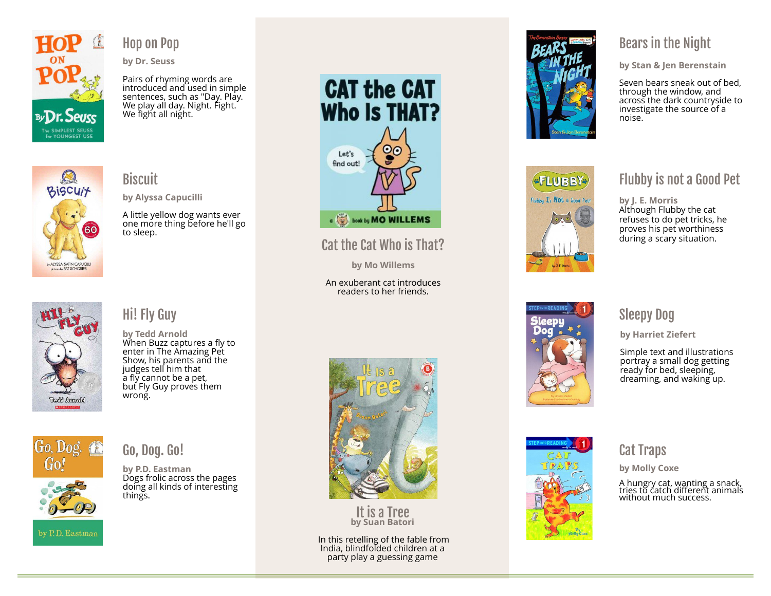## Hop on Pop

**by Dr. Seuss**

Pairs of rhyming words are introduced and used in simple sentences, such as "Day. Play. We play all day. Night. Fight. We fight all night.

## Biscuit

**by Alyssa Capucilli**

A little yellow dog wants ever one more thing before he'll go to sleep.

## Hi! Fly Guy

**by Tedd Arnold**

When Buzz captures a fly to enter in The Amazing Pet Show, his parents and the judges tell him that a fly cannot be a pet, but Fly Guy proves them wrong.

## Go, Dog. Go!

**by P.D. Eastman**

Dogs frolic across the pages doing all kinds of interesting things.

## Cat the Cat Who is That?

**by Mo Willems**

An exuberant cat introduces readers to her friends.

## It is a Tree

**by Suan Batori**

In this retelling of the fable from India, blindfolded children at a party play a guessing game

## Bears in the Night

**by Stan & Jen Berenstain**

Seven bears sneak out of bed, through the window, and across the dark countryside to investigate the source of a noise.

## Flubby is not a Good Pet

**by J. E. Morris**

Although Flubby the cat refuses to do pet tricks, he proves his pet worthiness during a scary situation.

## Sleepy Dog

**by Harriet Ziefert**

Simple text and illustrations portray a small dog getting ready for bed, sleeping, dreaming, and waking up.

## Cat Traps

**by Molly Coxe**

A hungry cat, wanting a snack, tries to catch different animals without much success.